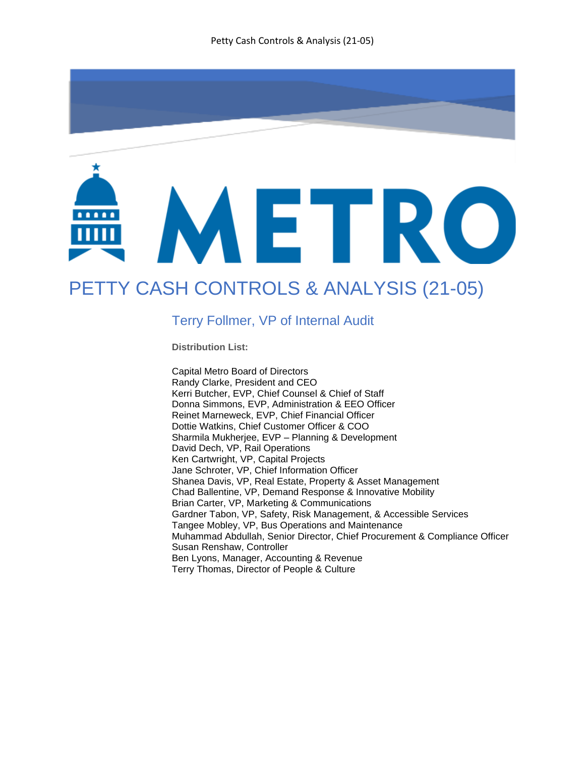# PETTY CASH CONTROLS & ANALYSIS (21-05)

## Terry Follmer, VP of Internal Audit

**Distribution List:**

Capital Metro Board of Directors
Randy Clarke, President and CEO
Kerri Butcher, EVP, Chief Counsel & Chief of Staff
Donna Simmons, EVP, Administration & EEO Officer
Reinet Marneweck, EVP, Chief Financial Officer
Dottie Watkins, Chief Customer Officer & COO
Sharmila Mukherjee, EVP – Planning & Development
David Dech, VP, Rail Operations
Ken Cartwright, VP, Capital Projects
Jane Schroter, VP, Chief Information Officer
Shanea Davis, VP, Real Estate, Property & Asset Management
Chad Ballentine, VP, Demand Response & Innovative Mobility
Brian Carter, VP, Marketing & Communications
Gardner Tabon, VP, Safety, Risk Management, & Accessible Services
Tangee Mobley, VP, Bus Operations and Maintenance
Muhammad Abdullah, Senior Director, Chief Procurement & Compliance Officer
Susan Renshaw, Controller
Ben Lyons, Manager, Accounting & Revenue
Terry Thomas, Director of People & Culture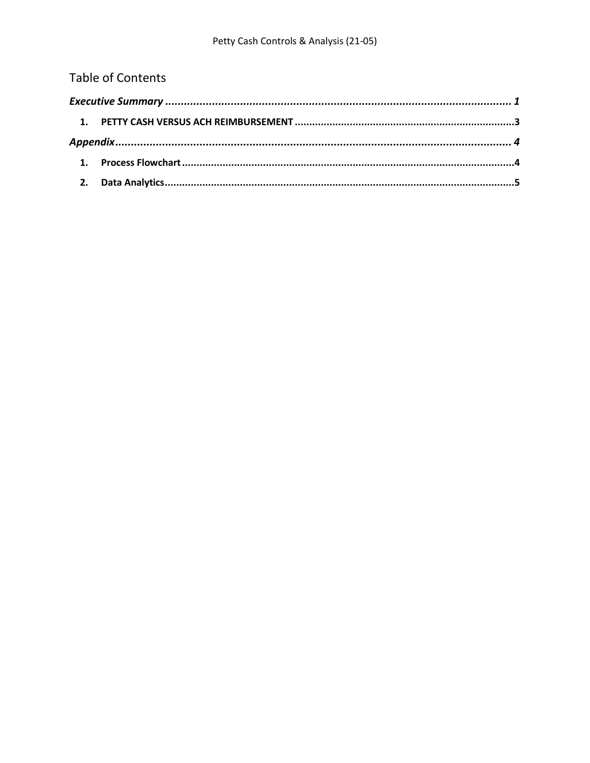# Table of Contents

***Executive Summary*** ..................................................... **1**

**1. PETTY CASH VERSUS ACH REIMBURSEMENT** ..................................................... **3**

***Appendix*** ..................................................... **4**

**1. Process Flowchart** ..................................................... **4**

**2. Data Analytics** ..................................................... **5**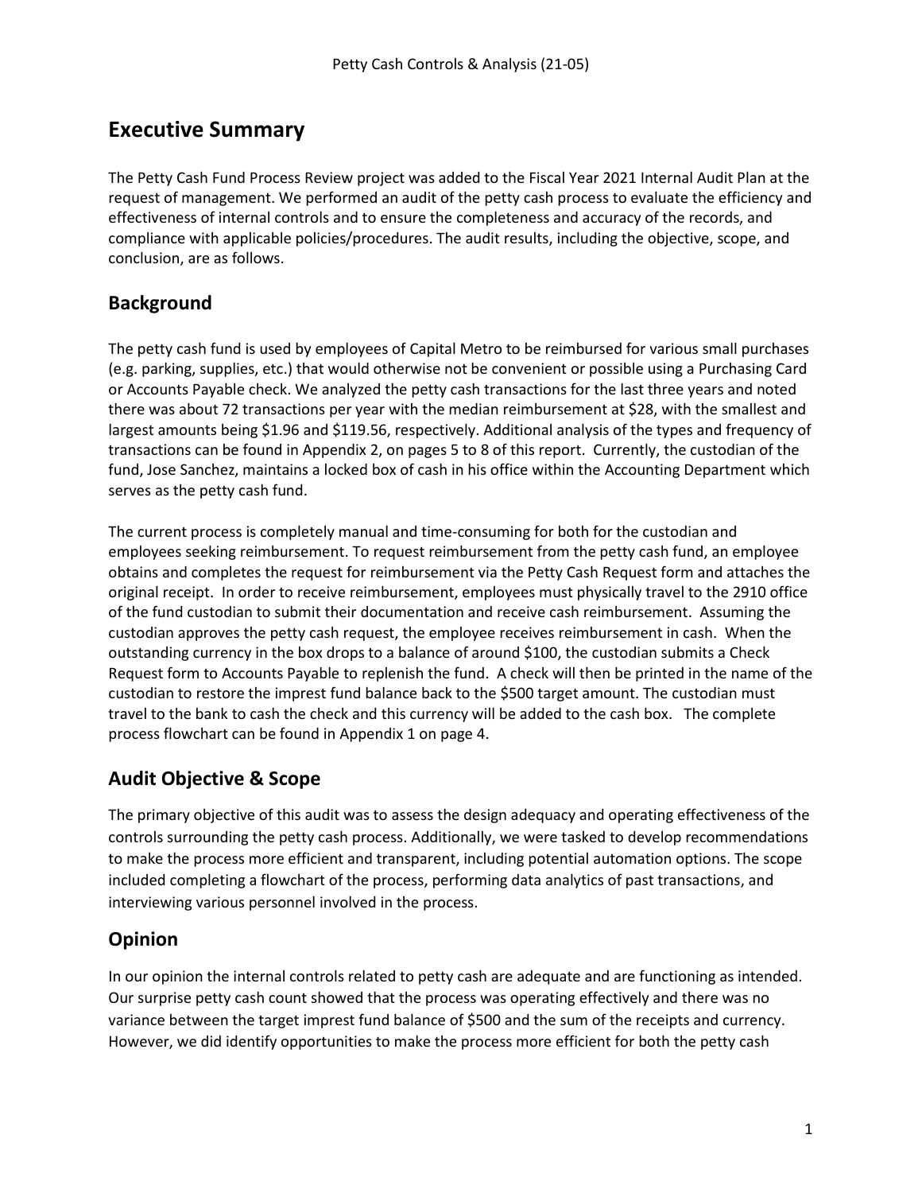# Executive Summary

The Petty Cash Fund Process Review project was added to the Fiscal Year 2021 Internal Audit Plan at the request of management. We performed an audit of the petty cash process to evaluate the efficiency and effectiveness of internal controls and to ensure the completeness and accuracy of the records, and compliance with applicable policies/procedures. The audit results, including the objective, scope, and conclusion, are as follows.

## Background

The petty cash fund is used by employees of Capital Metro to be reimbursed for various small purchases (e.g. parking, supplies, etc.) that would otherwise not be convenient or possible using a Purchasing Card or Accounts Payable check. We analyzed the petty cash transactions for the last three years and noted there was about 72 transactions per year with the median reimbursement at $28, with the smallest and largest amounts being $1.96 and $119.56, respectively. Additional analysis of the types and frequency of transactions can be found in Appendix 2, on pages 5 to 8 of this report. Currently, the custodian of the fund, Jose Sanchez, maintains a locked box of cash in his office within the Accounting Department which serves as the petty cash fund.

The current process is completely manual and time-consuming for both for the custodian and employees seeking reimbursement. To request reimbursement from the petty cash fund, an employee obtains and completes the request for reimbursement via the Petty Cash Request form and attaches the original receipt. In order to receive reimbursement, employees must physically travel to the 2910 office of the fund custodian to submit their documentation and receive cash reimbursement. Assuming the custodian approves the petty cash request, the employee receives reimbursement in cash. When the outstanding currency in the box drops to a balance of around $100, the custodian submits a Check Request form to Accounts Payable to replenish the fund. A check will then be printed in the name of the custodian to restore the imprest fund balance back to the $500 target amount. The custodian must travel to the bank to cash the check and this currency will be added to the cash box. The complete process flowchart can be found in Appendix 1 on page 4.

## Audit Objective & Scope

The primary objective of this audit was to assess the design adequacy and operating effectiveness of the controls surrounding the petty cash process. Additionally, we were tasked to develop recommendations to make the process more efficient and transparent, including potential automation options. The scope included completing a flowchart of the process, performing data analytics of past transactions, and interviewing various personnel involved in the process.

## Opinion

In our opinion the internal controls related to petty cash are adequate and are functioning as intended. Our surprise petty cash count showed that the process was operating effectively and there was no variance between the target imprest fund balance of $500 and the sum of the receipts and currency. However, we did identify opportunities to make the process more efficient for both the petty cash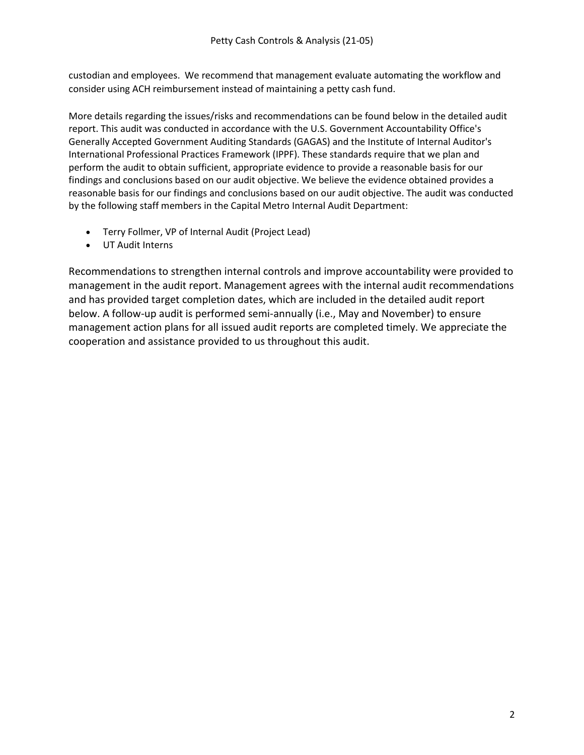custodian and employees. We recommend that management evaluate automating the workflow and consider using ACH reimbursement instead of maintaining a petty cash fund.

More details regarding the issues/risks and recommendations can be found below in the detailed audit report. This audit was conducted in accordance with the U.S. Government Accountability Office's Generally Accepted Government Auditing Standards (GAGAS) and the Institute of Internal Auditor's International Professional Practices Framework (IPPF). These standards require that we plan and perform the audit to obtain sufficient, appropriate evidence to provide a reasonable basis for our findings and conclusions based on our audit objective. We believe the evidence obtained provides a reasonable basis for our findings and conclusions based on our audit objective. The audit was conducted by the following staff members in the Capital Metro Internal Audit Department:

- Terry Follmer, VP of Internal Audit (Project Lead)
- UT Audit Interns

Recommendations to strengthen internal controls and improve accountability were provided to management in the audit report. Management agrees with the internal audit recommendations and has provided target completion dates, which are included in the detailed audit report below. A follow-up audit is performed semi-annually (i.e., May and November) to ensure management action plans for all issued audit reports are completed timely. We appreciate the cooperation and assistance provided to us throughout this audit.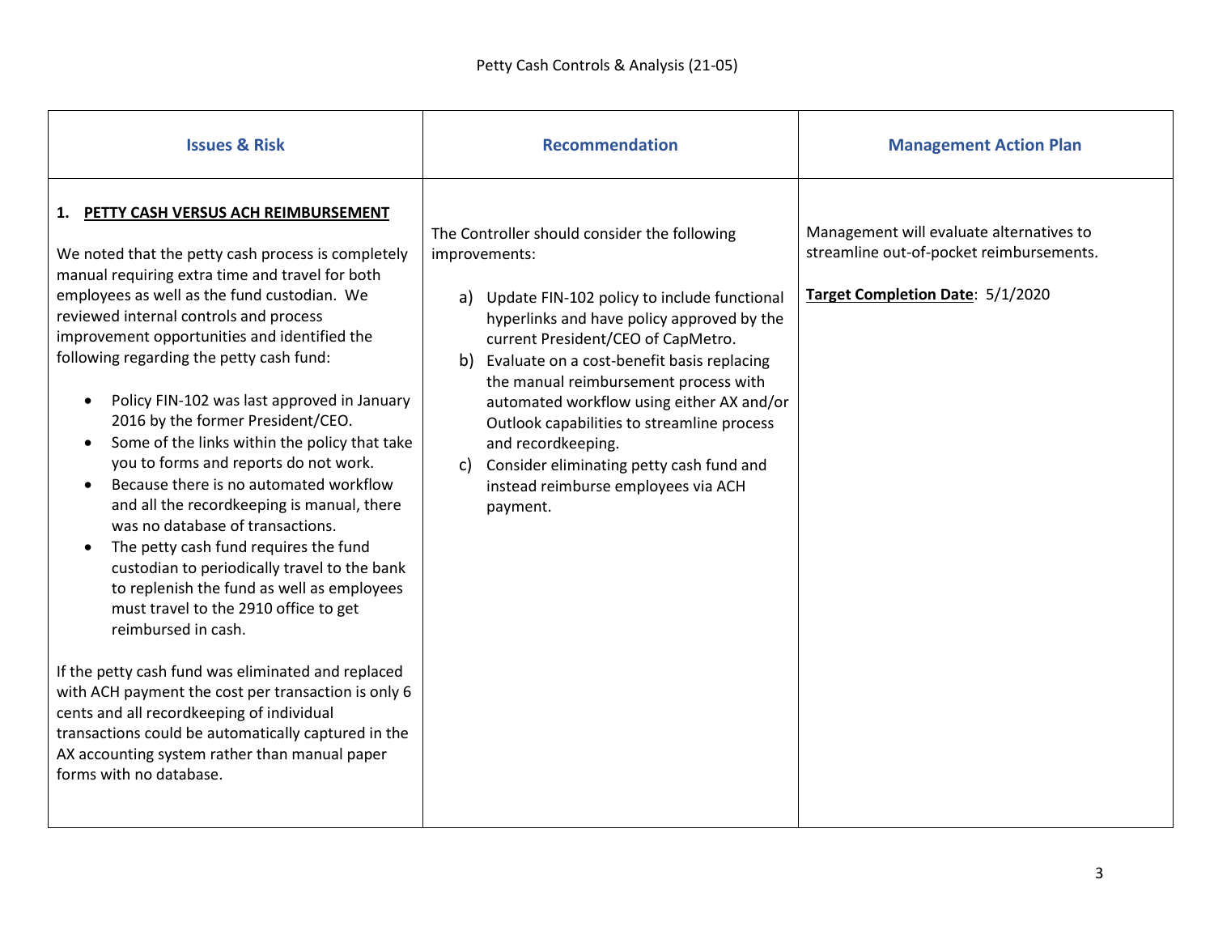Petty Cash Controls & Analysis (21-05)

| Issues & Risk | Recommendation | Management Action Plan |
| --- | --- | --- |
| **1. PETTY CASH VERSUS ACH REIMBURSEMENT**<br><br>We noted that the petty cash process is completely manual requiring extra time and travel for both employees as well as the fund custodian. We reviewed internal controls and process improvement opportunities and identified the following regarding the petty cash fund:<br><br>• Policy FIN-102 was last approved in January 2016 by the former President/CEO.<br>• Some of the links within the policy that take you to forms and reports do not work.<br>• Because there is no automated workflow and all the recordkeeping is manual, there was no database of transactions.<br>• The petty cash fund requires the fund custodian to periodically travel to the bank to replenish the fund as well as employees must travel to the 2910 office to get reimbursed in cash.<br><br>If the petty cash fund was eliminated and replaced with ACH payment the cost per transaction is only 6 cents and all recordkeeping of individual transactions could be automatically captured in the AX accounting system rather than manual paper forms with no database. | The Controller should consider the following improvements:<br><br>a) Update FIN-102 policy to include functional hyperlinks and have policy approved by the current President/CEO of CapMetro.<br>b) Evaluate on a cost-benefit basis replacing the manual reimbursement process with automated workflow using either AX and/or Outlook capabilities to streamline process and recordkeeping.<br>c) Consider eliminating petty cash fund and instead reimburse employees via ACH payment. | Management will evaluate alternatives to streamline out-of-pocket reimbursements.<br><br>**Target Completion Date**: 5/1/2020 |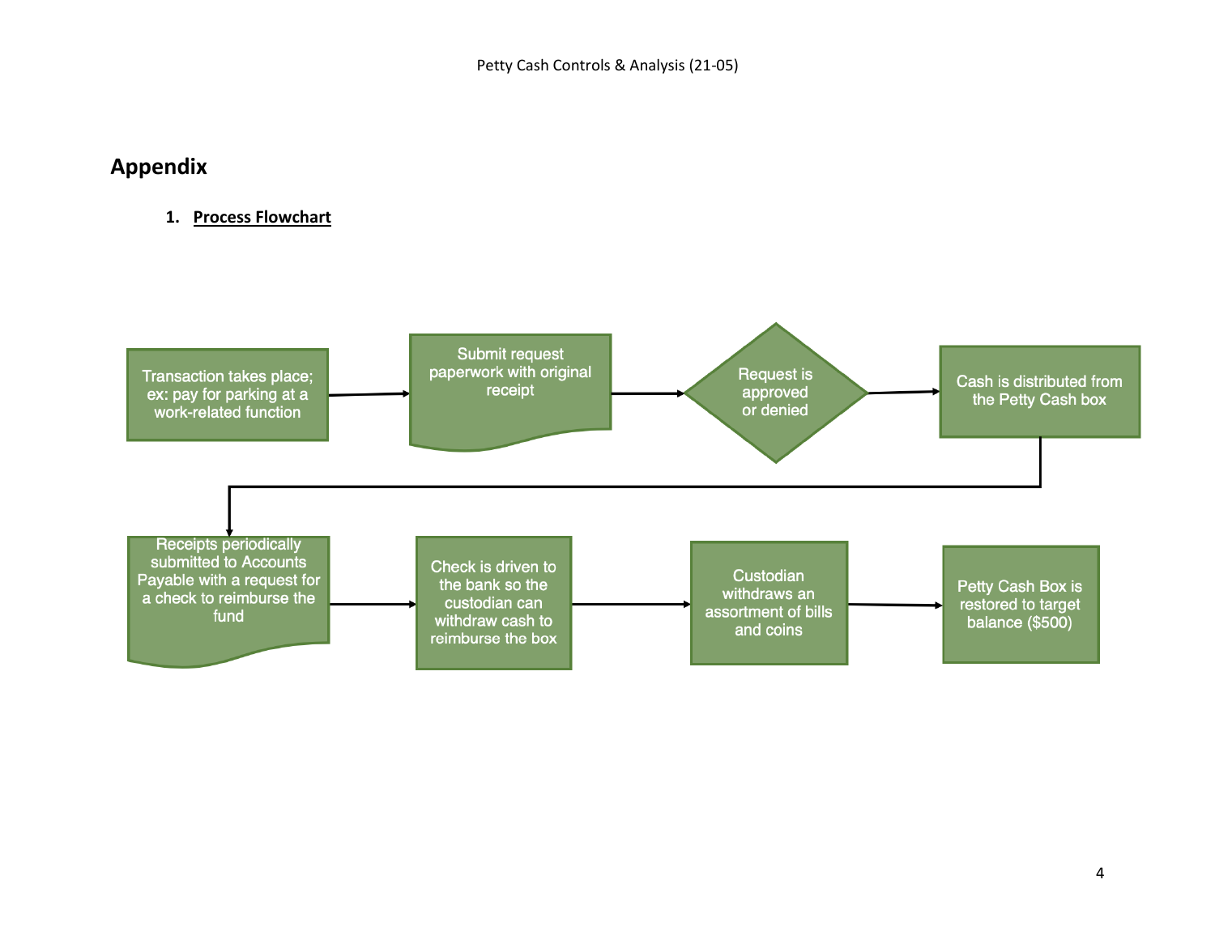## Appendix

1. **Process Flowchart**

Transaction takes place; ex: pay for parking at a work-related function → Submit request paperwork with original receipt → Request is approved or denied → Cash is distributed from the Petty Cash box → Receipts periodically submitted to Accounts Payable with a request for a check to reimburse the fund → Check is driven to the bank so the custodian can withdraw cash to reimburse the box → Custodian withdraws an assortment of bills and coins → Petty Cash Box is restored to target balance ($500)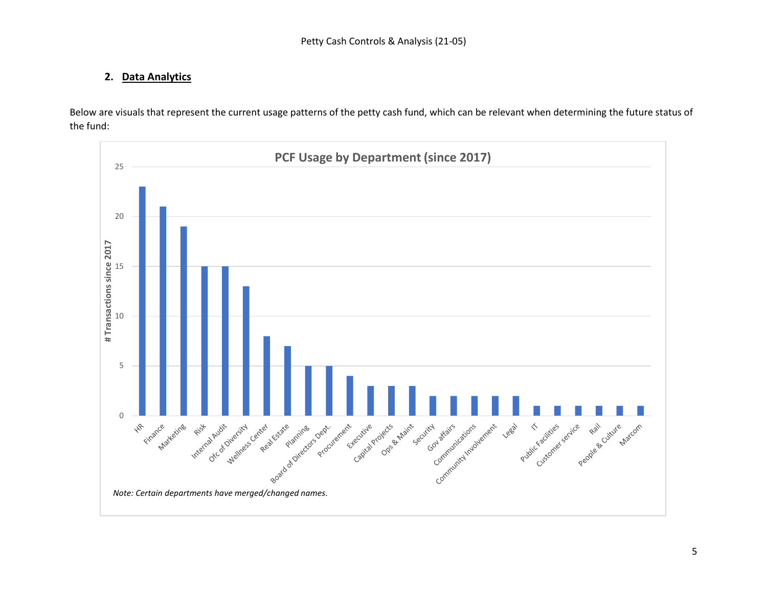## 2. Data Analytics

Below are visuals that represent the current usage patterns of the petty cash fund, which can be relevant when determining the future status of the fund:

**PCF Usage by Department (since 2017)**

| Department | # Transactions since 2017 |
|---|---|
| HR | 23 |
| Finance | 21 |
| Marketing | 19 |
| Risk | 15 |
| Internal Audit | 15 |
| Ofc of Diversity | 13 |
| Wellness Center | 8 |
| Real Estate | 7 |
| Planning | 5 |
| Board of Directors Dept. | 5 |
| Procurement | 4 |
| Executive | 3 |
| Capital Projects | 3 |
| Ops & Maint | 3 |
| Security | 2 |
| Gov affairs | 2 |
| Communications | 2 |
| Community Involvement | 2 |
| Legal | 2 |
| IT | 1 |
| Public Facilities | 1 |
| Customer service | 1 |
| Rail | 1 |
| People & Culture | 1 |
| Marcom | 1 |

*Note: Certain departments have merged/changed names.*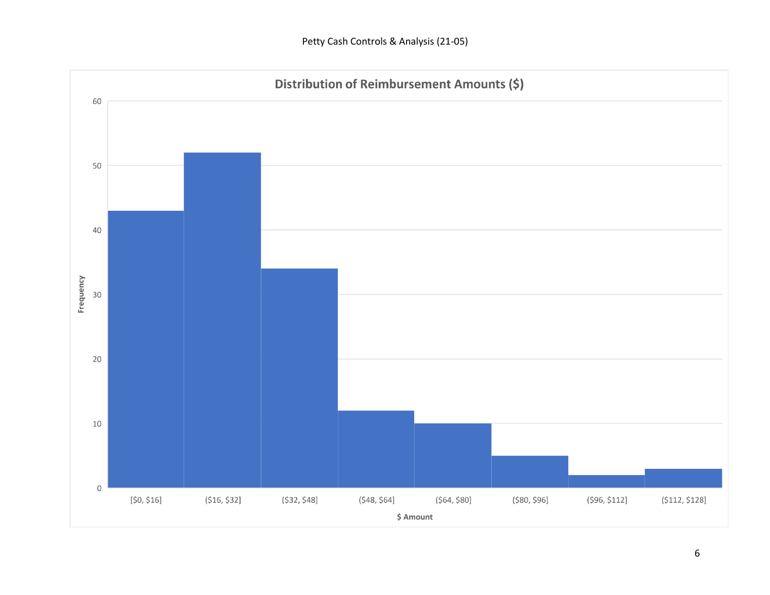**Distribution of Reimbursement Amounts ($)**

| $ Amount | Frequency |
|---|---|
| [$0, $16] | 43 |
| ($16, $32] | 52 |
| ($32, $48] | 34 |
| ($48, $64] | 12 |
| ($64, $80] | 10 |
| ($80, $96] | 5 |
| ($96, $112] | 2 |
| ($112, $128] | 3 |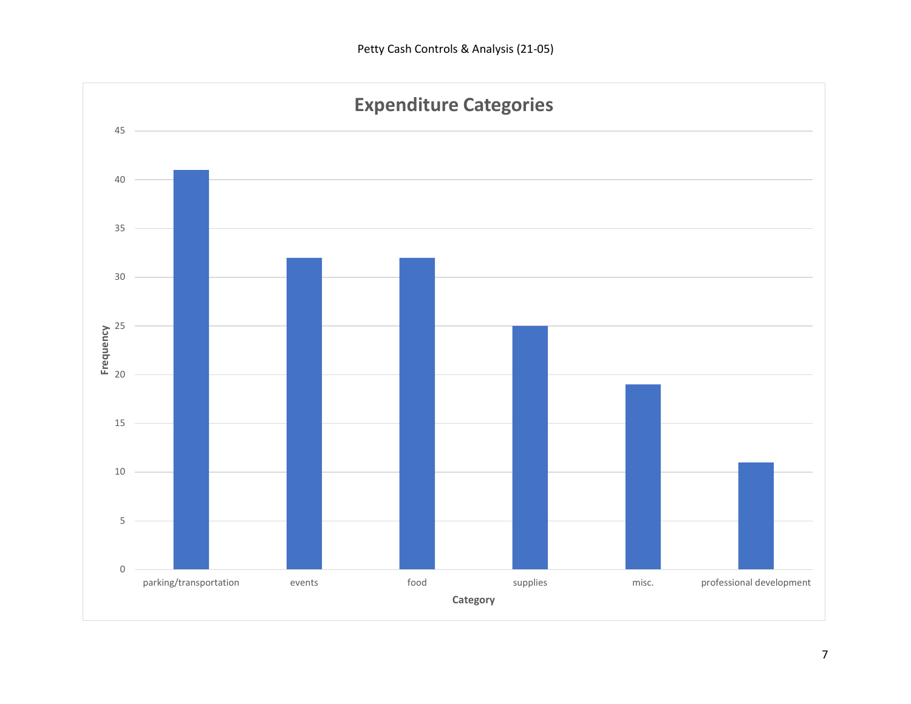## Expenditure Categories

| Category | Frequency |
| --- | --- |
| parking/transportation | 41 |
| events | 32 |
| food | 32 |
| supplies | 25 |
| misc. | 19 |
| professional development | 11 |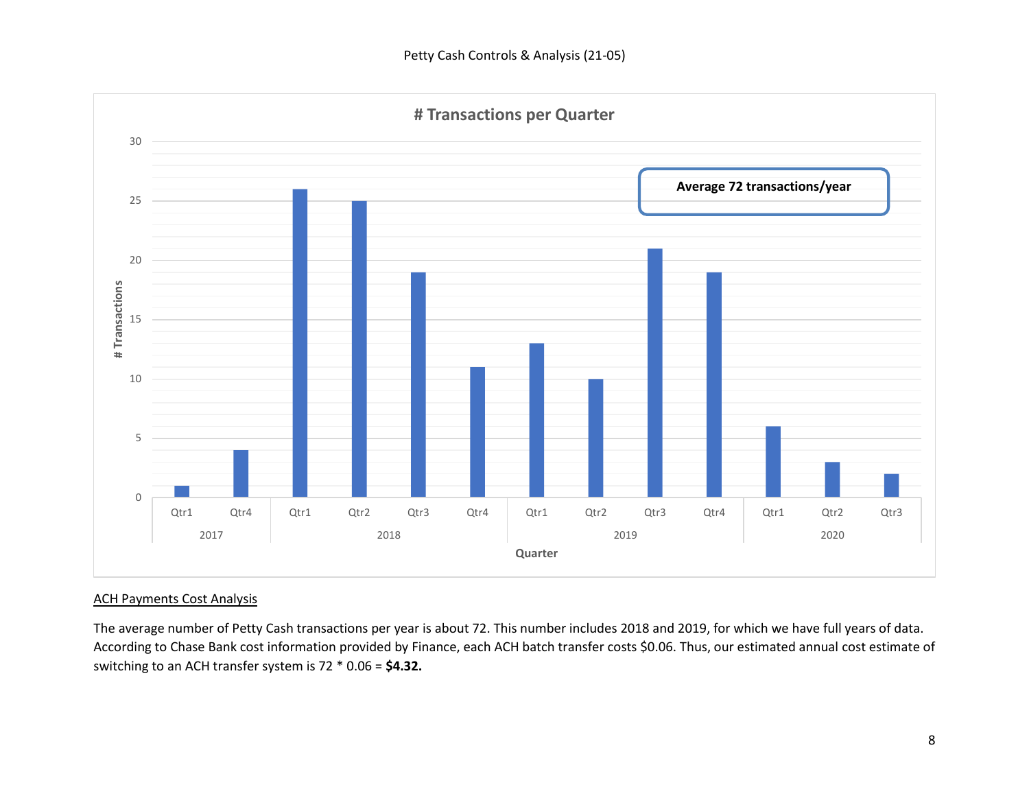# Transactions per Quarter

30

25

20

15

10

5

0

# Transactions

Average 72 transactions/year

Qtr1 Qtr4 Qtr1 Qtr2 Qtr3 Qtr4 Qtr1 Qtr2 Qtr3 Qtr4 Qtr1 Qtr2 Qtr3

2017 2018 2019 2020

Quarter

ACH Payments Cost Analysis

The average number of Petty Cash transactions per year is about 72. This number includes 2018 and 2019, for which we have full years of data. According to Chase Bank cost information provided by Finance, each ACH batch transfer costs $0.06. Thus, our estimated annual cost estimate of switching to an ACH transfer system is 72 * 0.06 = **$4.32.**